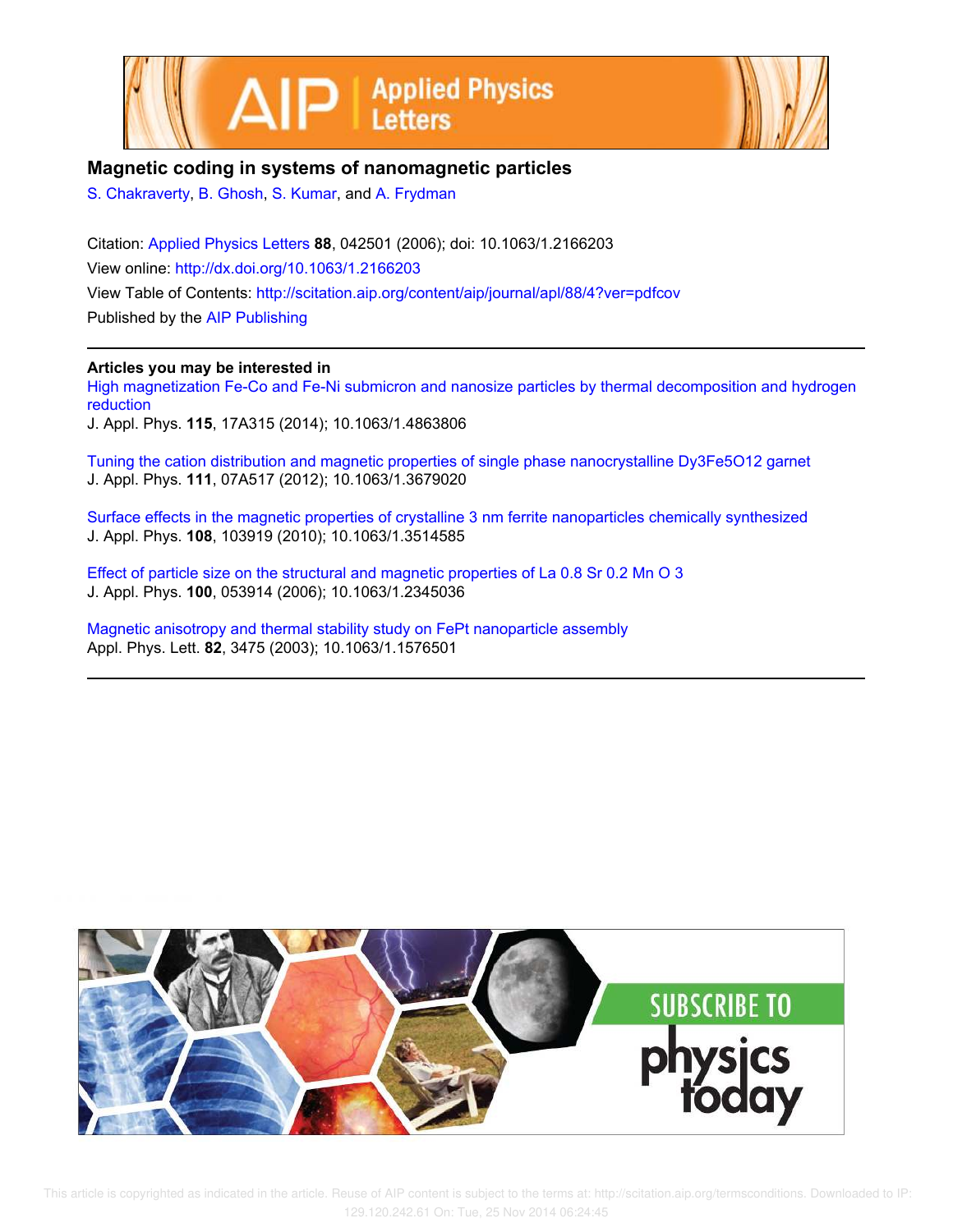# Magnetic coding in systems of nanomagnetic particles

S. Chakraverty, B. Ghosh, S. Kumar, and A. Frydman

Citation: Applied Physics Letters **88**, 042501 (2006); doi: 10.1063/1.2166203

View online: http://dx.doi.org/10.1063/1.2166203

View Table of Contents: http://scitation.aip.org/content/aip/journal/apl/88/4?ver=pdfcov

Published by the AIP Publishing

---

**Articles you may be interested in**

High magnetization Fe-Co and Fe-Ni submicron and nanosize particles by thermal decomposition and hydrogen reduction
J. Appl. Phys. **115**, 17A315 (2014); 10.1063/1.4863806

Tuning the cation distribution and magnetic properties of single phase nanocrystalline Dy3Fe5O12 garnet
J. Appl. Phys. **111**, 07A517 (2012); 10.1063/1.3679020

Surface effects in the magnetic properties of crystalline 3 nm ferrite nanoparticles chemically synthesized
J. Appl. Phys. **108**, 103919 (2010); 10.1063/1.3514585

Effect of particle size on the structural and magnetic properties of La 0.8 Sr 0.2 Mn O 3
J. Appl. Phys. **100**, 053914 (2006); 10.1063/1.2345036

Magnetic anisotropy and thermal stability study on FePt nanoparticle assembly
Appl. Phys. Lett. **82**, 3475 (2003); 10.1063/1.1576501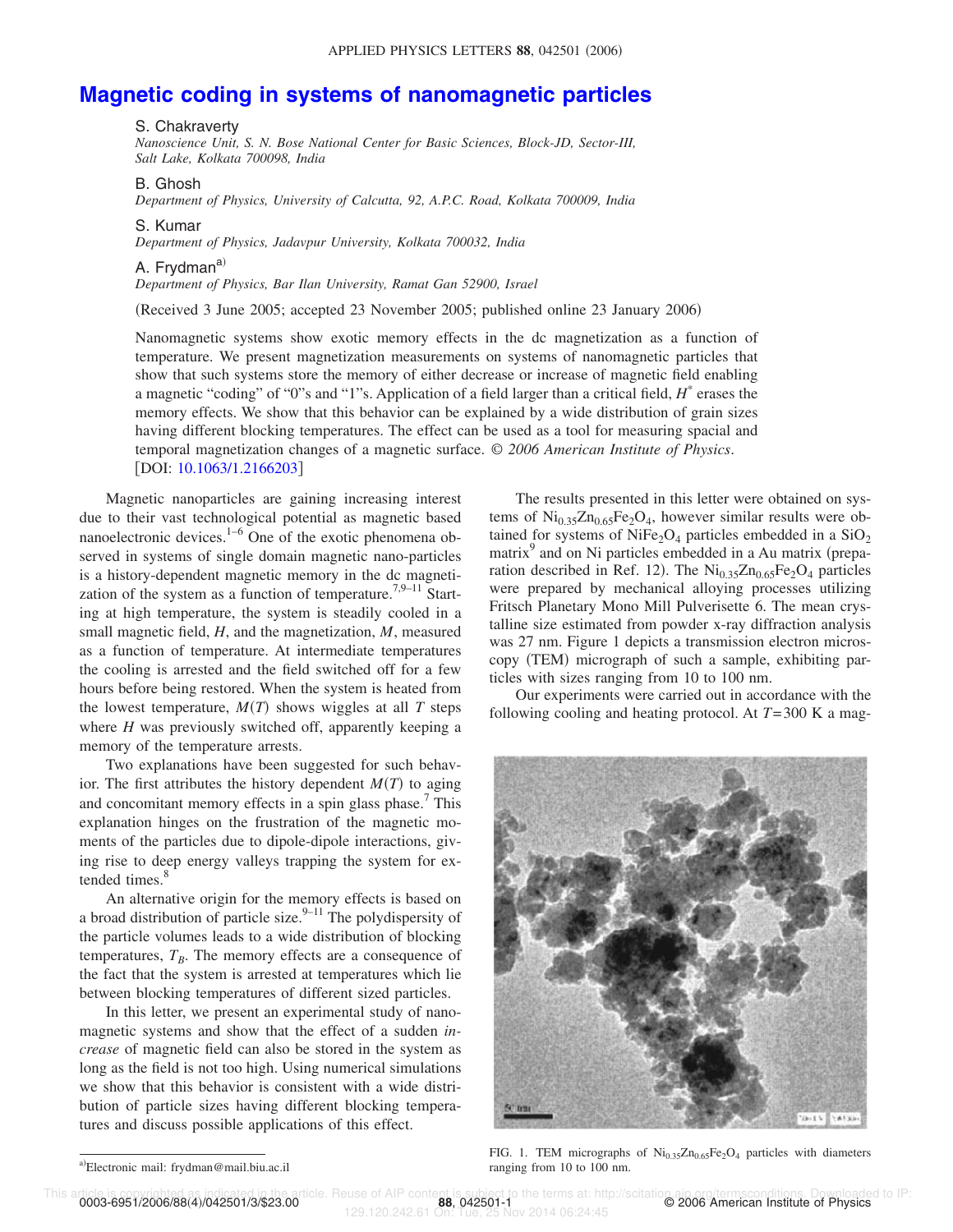# Magnetic coding in systems of nanomagnetic particles

S. Chakraverty
*Nanoscience Unit, S. N. Bose National Center for Basic Sciences, Block-JD, Sector-III, Salt Lake, Kolkata 700098, India*

B. Ghosh
*Department of Physics, University of Calcutta, 92, A.P.C. Road, Kolkata 700009, India*

S. Kumar
*Department of Physics, Jadavpur University, Kolkata 700032, India*

A. Frydman[a)]
*Department of Physics, Bar Ilan University, Ramat Gan 52900, Israel*

(Received 3 June 2005; accepted 23 November 2005; published online 23 January 2006)

Nanomagnetic systems show exotic memory effects in the dc magnetization as a function of temperature. We present magnetization measurements on systems of nanomagnetic particles that show that such systems store the memory of either decrease or increase of magnetic field enabling a magnetic "coding" of "0"s and "1"s. Application of a field larger than a critical field, $H^*$ erases the memory effects. We show that this behavior can be explained by a wide distribution of grain sizes having different blocking temperatures. The effect can be used as a tool for measuring spacial and temporal magnetization changes of a magnetic surface. © *2006 American Institute of Physics*. [DOI: 10.1063/1.2166203]

Magnetic nanoparticles are gaining increasing interest due to their vast technological potential as magnetic based nanoelectronic devices.[1–6] One of the exotic phenomena observed in systems of single domain magnetic nano-particles is a history-dependent magnetic memory in the dc magnetization of the system as a function of temperature.[7,9–11] Starting at high temperature, the system is steadily cooled in a small magnetic field, $H$, and the magnetization, $M$, measured as a function of temperature. At intermediate temperatures the cooling is arrested and the field switched off for a few hours before being restored. When the system is heated from the lowest temperature, $M(T)$ shows wiggles at all $T$ steps where $H$ was previously switched off, apparently keeping a memory of the temperature arrests.

Two explanations have been suggested for such behavior. The first attributes the history dependent $M(T)$ to aging and concomitant memory effects in a spin glass phase.[7] This explanation hinges on the frustration of the magnetic moments of the particles due to dipole-dipole interactions, giving rise to deep energy valleys trapping the system for extended times.[8]

An alternative origin for the memory effects is based on a broad distribution of particle size.[9–11] The polydispersity of the particle volumes leads to a wide distribution of blocking temperatures, $T_B$. The memory effects are a consequence of the fact that the system is arrested at temperatures which lie between blocking temperatures of different sized particles.

In this letter, we present an experimental study of nanomagnetic systems and show that the effect of a sudden *increase* of magnetic field can also be stored in the system as long as the field is not too high. Using numerical simulations we show that this behavior is consistent with a wide distribution of particle sizes having different blocking temperatures and discuss possible applications of this effect.

The results presented in this letter were obtained on systems of $Ni_{0.35}Zn_{0.65}Fe_2O_4$, however similar results were obtained for systems of $NiFe_2O_4$ particles embedded in a $SiO_2$ matrix[9] and on Ni particles embedded in a Au matrix (preparation described in Ref. 12). The $Ni_{0.35}Zn_{0.65}Fe_2O_4$ particles were prepared by mechanical alloying processes utilizing Fritsch Planetary Mono Mill Pulverisette 6. The mean crystalline size estimated from powder x-ray diffraction analysis was 27 nm. Figure 1 depicts a transmission electron microscopy (TEM) micrograph of such a sample, exhibiting particles with sizes ranging from 10 to 100 nm.

Our experiments were carried out in accordance with the following cooling and heating protocol. At $T$=300 K a mag-

FIG. 1. TEM micrographs of $Ni_{0.35}Zn_{0.65}Fe_2O_4$ particles with diameters ranging from 10 to 100 nm.

a)Electronic mail: frydman@mail.biu.ac.il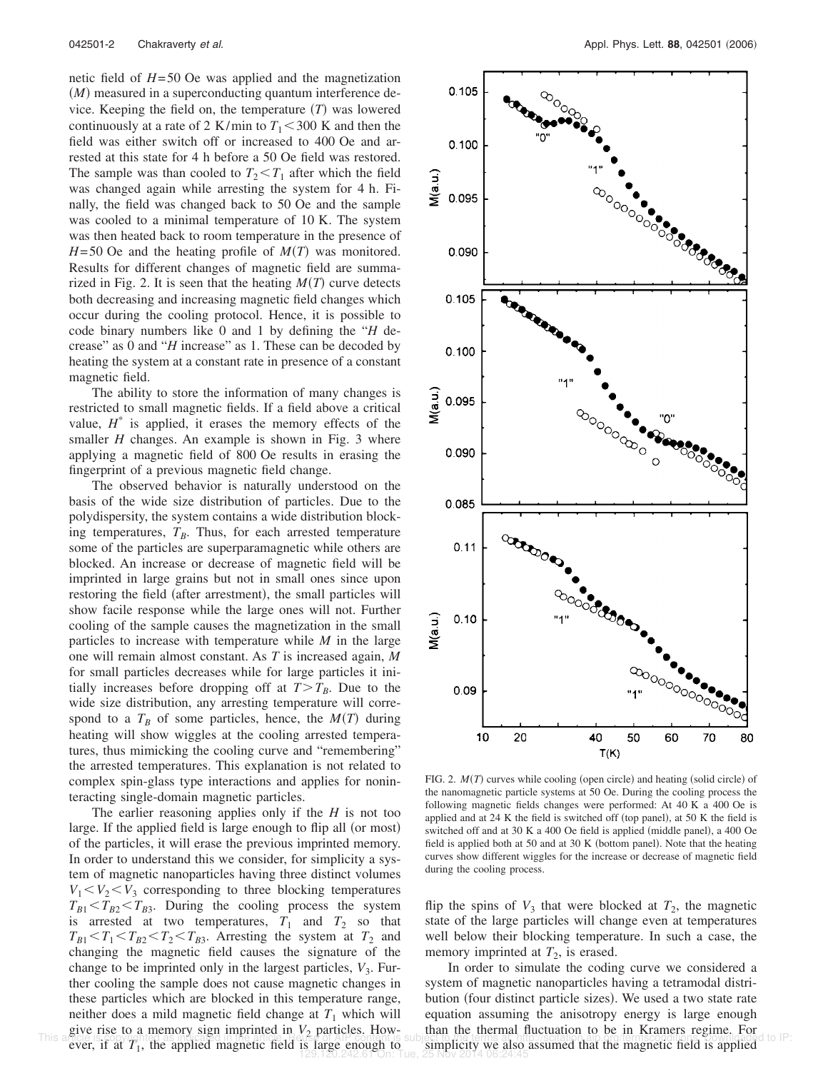netic field of $H=50$ Oe was applied and the magnetization ($M$) measured in a superconducting quantum interference device. Keeping the field on, the temperature ($T$) was lowered continuously at a rate of 2 K/min to $T_1<300$ K and then the field was either switch off or increased to 400 Oe and arrested at this state for 4 h before a 50 Oe field was restored. The sample was than cooled to $T_2<T_1$ after which the field was changed again while arresting the system for 4 h. Finally, the field was changed back to 50 Oe and the sample was cooled to a minimal temperature of 10 K. The system was then heated back to room temperature in the presence of $H=50$ Oe and the heating profile of $M(T)$ was monitored. Results for different changes of magnetic field are summarized in Fig. 2. It is seen that the heating $M(T)$ curve detects both decreasing and increasing magnetic field changes which occur during the cooling protocol. Hence, it is possible to code binary numbers like 0 and 1 by defining the "$H$ decrease" as 0 and "$H$ increase" as 1. These can be decoded by heating the system at a constant rate in presence of a constant magnetic field.

The ability to store the information of many changes is restricted to small magnetic fields. If a field above a critical value, $H^*$ is applied, it erases the memory effects of the smaller $H$ changes. An example is shown in Fig. 3 where applying a magnetic field of 800 Oe results in erasing the fingerprint of a previous magnetic field change.

The observed behavior is naturally understood on the basis of the wide size distribution of particles. Due to the polydispersity, the system contains a wide distribution blocking temperatures, $T_B$. Thus, for each arrested temperature some of the particles are superparamagnetic while others are blocked. An increase or decrease of magnetic field will be imprinted in large grains but not in small ones since upon restoring the field (after arrestment), the small particles will show facile response while the large ones will not. Further cooling of the sample causes the magnetization in the small particles to increase with temperature while $M$ in the large one will remain almost constant. As $T$ is increased again, $M$ for small particles decreases while for large particles it initially increases before dropping off at $T>T_B$. Due to the wide size distribution, any arresting temperature will correspond to a $T_B$ of some particles, hence, the $M(T)$ during heating will show wiggles at the cooling arrested temperatures, thus mimicking the cooling curve and "remembering" the arrested temperatures. This explanation is not related to complex spin-glass type interactions and applies for noninteracting single-domain magnetic particles.

The earlier reasoning applies only if the $H$ is not too large. If the applied field is large enough to flip all (or most) of the particles, it will erase the previous imprinted memory. In order to understand this we consider, for simplicity a system of magnetic nanoparticles having three distinct volumes $V_1<V_2<V_3$ corresponding to three blocking temperatures $T_{B1}<T_{B2}<T_{B3}$. During the cooling process the system is arrested at two temperatures, $T_1$ and $T_2$ so that $T_{B1}<T_1<T_{B2}<T_2<T_{B3}$. Arresting the system at $T_2$ and changing the magnetic field causes the signature of the change to be imprinted only in the largest particles, $V_3$. Further cooling the sample does not cause magnetic changes in these particles which are blocked in this temperature range, neither does a mild magnetic field change at $T_1$ which will give rise to a memory sign imprinted in $V_2$ particles. However, if at $T_1$, the applied magnetic field is large enough to flip the spins of $V_3$ that were blocked at $T_2$, the magnetic state of the large particles will change even at temperatures well below their blocking temperature. In such a case, the memory imprinted at $T_2$, is erased.

FIG. 2. $M(T)$ curves while cooling (open circle) and heating (solid circle) of the nanomagnetic particle systems at 50 Oe. During the cooling process the following magnetic fields changes were performed: At 40 K a 400 Oe is applied and at 24 K the field is switched off (top panel), at 50 K the field is switched off and at 30 K a 400 Oe field is applied (middle panel), a 400 Oe field is applied both at 50 and at 30 K (bottom panel). Note that the heating curves show different wiggles for the increase or decrease of magnetic field during the cooling process.

In order to simulate the coding curve we considered a system of magnetic nanoparticles having a tetramodal distribution (four distinct particle sizes). We used a two state rate equation assuming the anisotropy energy is large enough than the thermal fluctuation to be in Kramers regime. For simplicity we also assumed that the magnetic field is applied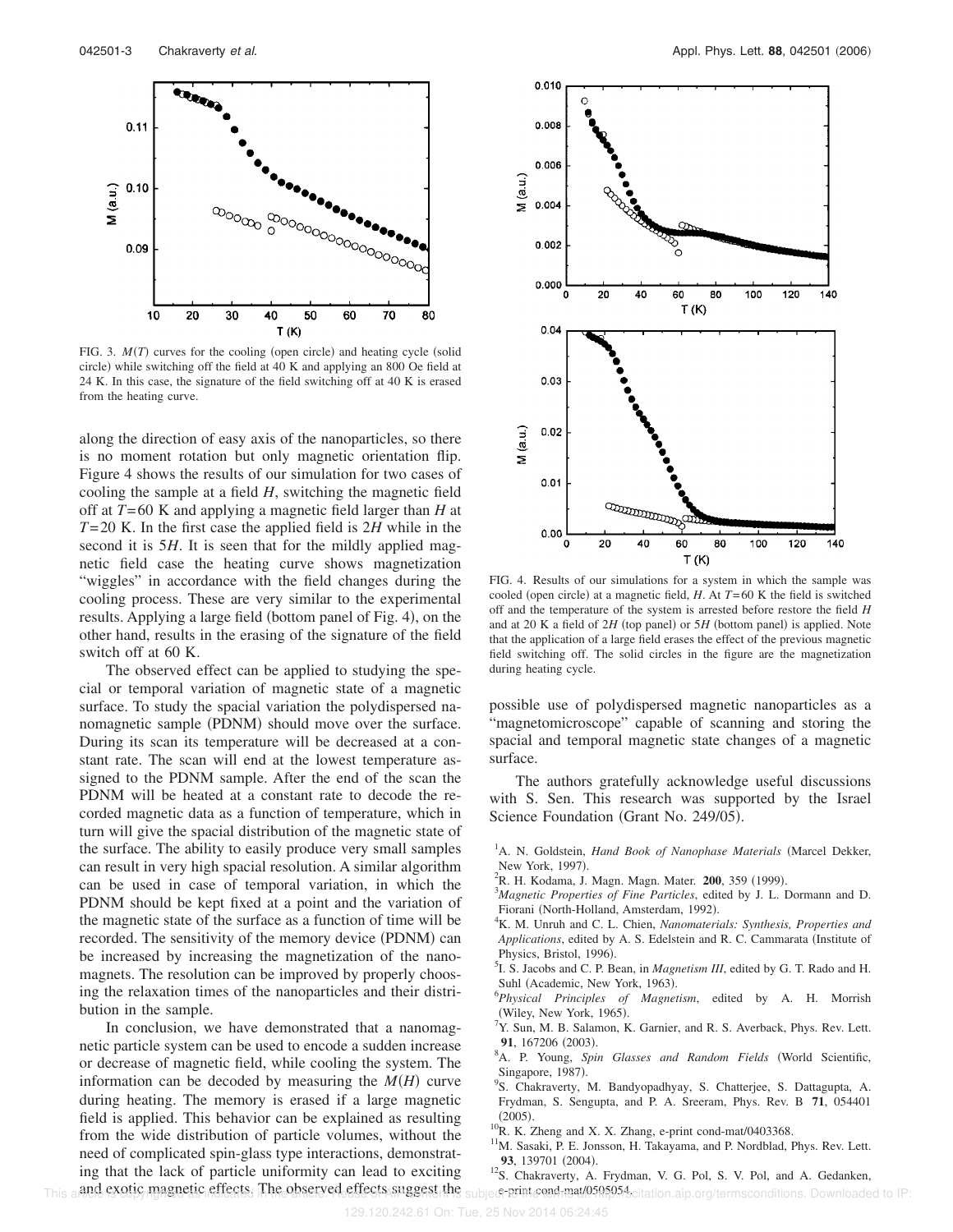M (a.u.)

0.11

0.10

0.09

10 20 30 40 50 60 70 80

T (K)

FIG. 3. $M(T)$ curves for the cooling (open circle) and heating cycle (solid circle) while switching off the field at 40 K and applying an 800 Oe field at 24 K. In this case, the signature of the field switching off at 40 K is erased from the heating curve.

along the direction of easy axis of the nanoparticles, so there is no moment rotation but only magnetic orientation flip. Figure 4 shows the results of our simulation for two cases of cooling the sample at a field $H$, switching the magnetic field off at $T=60$ K and applying a magnetic field larger than $H$ at $T=20$ K. In the first case the applied field is $2H$ while in the second it is $5H$. It is seen that for the mildly applied magnetic field case the heating curve shows magnetization "wiggles" in accordance with the field changes during the cooling process. These are very similar to the experimental results. Applying a large field (bottom panel of Fig. 4), on the other hand, results in the erasing of the signature of the field switch off at 60 K.

The observed effect can be applied to studying the special or temporal variation of magnetic state of a magnetic surface. To study the spacial variation the polydispersed nanomagnetic sample (PDNM) should move over the surface. During its scan its temperature will be decreased at a constant rate. The scan will end at the lowest temperature assigned to the PDNM sample. After the end of the scan the PDNM will be heated at a constant rate to decode the recorded magnetic data as a function of temperature, which in turn will give the spacial distribution of the magnetic state of the surface. The ability to easily produce very small samples can result in very high spacial resolution. A similar algorithm can be used in case of temporal variation, in which the PDNM should be kept fixed at a point and the variation of the magnetic state of the surface as a function of time will be recorded. The sensitivity of the memory device (PDNM) can be increased by increasing the magnetization of the nanomagnets. The resolution can be improved by properly choosing the relaxation times of the nanoparticles and their distribution in the sample.

In conclusion, we have demonstrated that a nanomagnetic particle system can be used to encode a sudden increase or decrease of magnetic field, while cooling the system. The information can be decoded by measuring the $M(H)$ curve during heating. The memory is erased if a large magnetic field is applied. This behavior can be explained as resulting from the wide distribution of particle volumes, without the need of complicated spin-glass type interactions, demonstrating that the lack of particle uniformity can lead to exciting and exotic magnetic effects. The observed effects suggest the possible use of polydispersed magnetic nanoparticles as a "magnetomicroscope" capable of scanning and storing the spacial and temporal magnetic state changes of a magnetic surface.

M (a.u.)

0.010

0.008

0.006

0.004

0.002

0.000

0 20 40 60 80 100 120 140

T (K)

M (a.u.)

0.04

0.03

0.02

0.01

0.00

0 20 40 60 80 100 120 140

T (K)

FIG. 4. Results of our simulations for a system in which the sample was cooled (open circle) at a magnetic field, $H$. At $T=60$ K the field is switched off and the temperature of the system is arrested before restore the field $H$ and at 20 K a field of $2H$ (top panel) or $5H$ (bottom panel) is applied. Note that the application of a large field erases the effect of the previous magnetic field switching off. The solid circles in the figure are the magnetization during heating cycle.

The authors gratefully acknowledge useful discussions with S. Sen. This research was supported by the Israel Science Foundation (Grant No. 249/05).

[1] A. N. Goldstein, *Hand Book of Nanophase Materials* (Marcel Dekker, New York, 1997).

[2] R. H. Kodama, J. Magn. Magn. Mater. **200**, 359 (1999).

[3] *Magnetic Properties of Fine Particles*, edited by J. L. Dormann and D. Fiorani (North-Holland, Amsterdam, 1992).

[4] K. M. Unruh and C. L. Chien, *Nanomaterials: Synthesis, Properties and Applications*, edited by A. S. Edelstein and R. C. Cammarata (Institute of Physics, Bristol, 1996).

[5] I. S. Jacobs and C. P. Bean, in *Magnetism III*, edited by G. T. Rado and H. Suhl (Academic, New York, 1963).

[6] *Physical Principles of Magnetism*, edited by A. H. Morrish (Wiley, New York, 1965).

[7] Y. Sun, M. B. Salamon, K. Garnier, and R. S. Averback, Phys. Rev. Lett. **91**, 167206 (2003).

[8] A. P. Young, *Spin Glasses and Random Fields* (World Scientific, Singapore, 1987).

[9] S. Chakraverty, M. Bandyopadhyay, S. Chatterjee, S. Dattagupta, A. Frydman, S. Sengupta, and P. A. Sreeram, Phys. Rev. B **71**, 054401 (2005).

[10] R. K. Zheng and X. X. Zhang, e-print cond-mat/0403368.

[11] M. Sasaki, P. E. Jonsson, H. Takayama, and P. Nordblad, Phys. Rev. Lett. **93**, 139701 (2004).

[12] S. Chakraverty, A. Frydman, V. G. Pol, S. V. Pol, and A. Gedanken, e-print cond-mat/0505054.